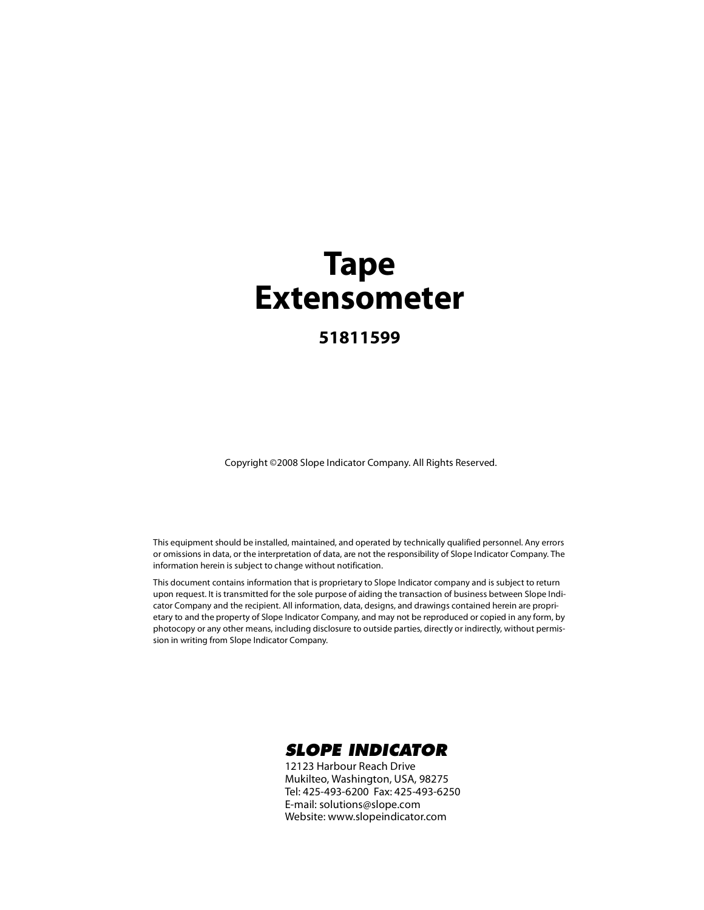# Tape Extensometer

**51811599**

Copyright ©2008 Slope Indicator Company. All Rights Reserved.

This equipment should be installed, maintained, and operated by technically qualified personnel. Any errors or omissions in data, or the interpretation of data, are not the responsibility of Slope Indicator Company. The information herein is subject to change without notification.

This document contains information that is proprietary to Slope Indicator company and is subject to return upon request. It is transmitted for the sole purpose of aiding the transaction of business between Slope Indicator Company and the recipient. All information, data, designs, and drawings contained herein are proprietary to and the property of Slope Indicator Company, and may not be reproduced or copied in any form, by photocopy or any other means, including disclosure to outside parties, directly or indirectly, without permission in writing from Slope Indicator Company.

**SLOPE INDICATOR**

12123 Harbour Reach Drive
Mukilteo, Washington, USA, 98275
Tel: 425-493-6200 Fax: 425-493-6250
E-mail: solutions@slope.com
Website: www.slopeindicator.com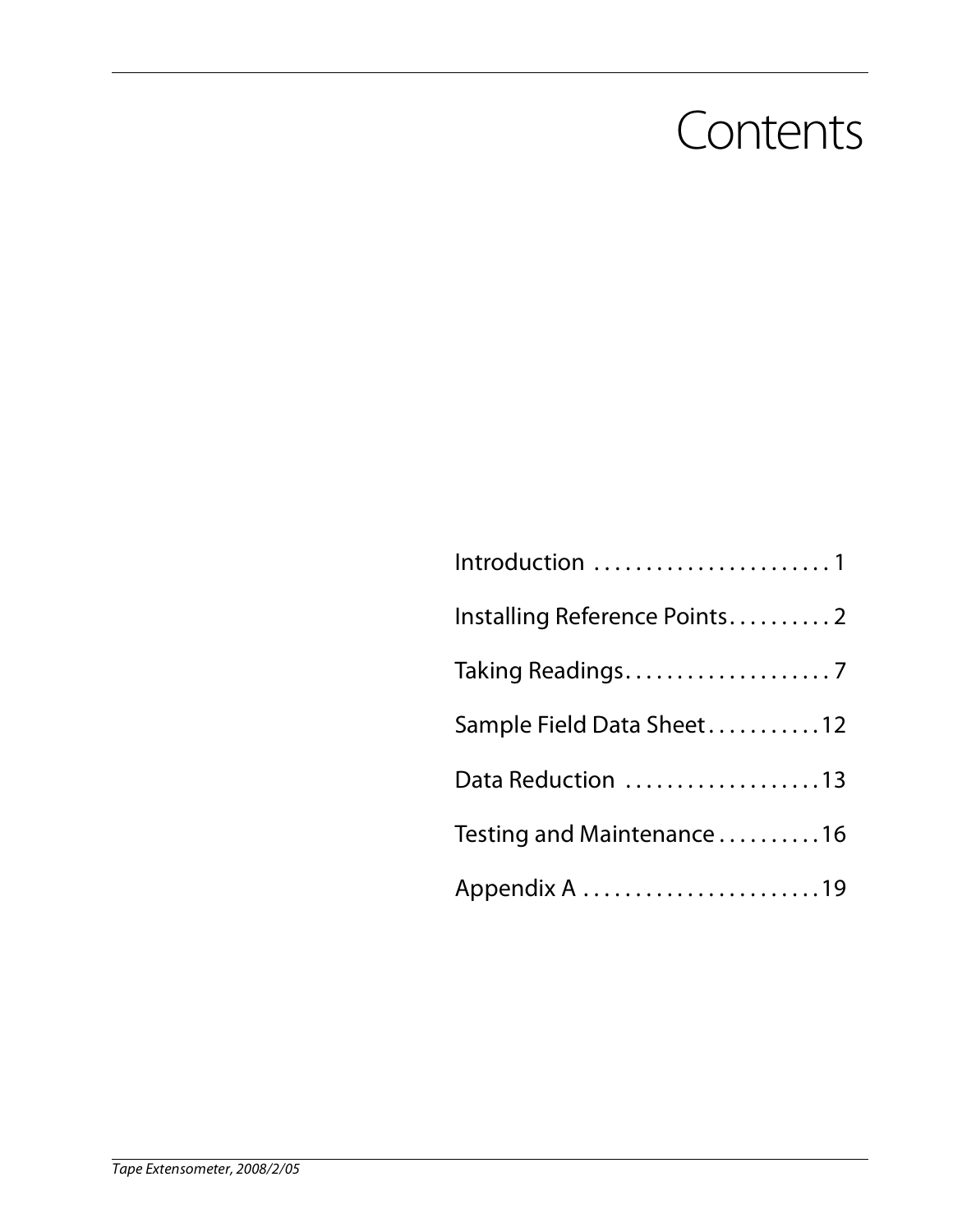# Contents

Introduction . . . . . . . . . . . . . . . . . . . . . . . 1

Installing Reference Points. . . . . . . . . . 2

Taking Readings. . . . . . . . . . . . . . . . . . . . 7

Sample Field Data Sheet . . . . . . . . . . .12

Data Reduction . . . . . . . . . . . . . . . . . . .13

Testing and Maintenance . . . . . . . . . .16

Appendix A . . . . . . . . . . . . . . . . . . . . . . .19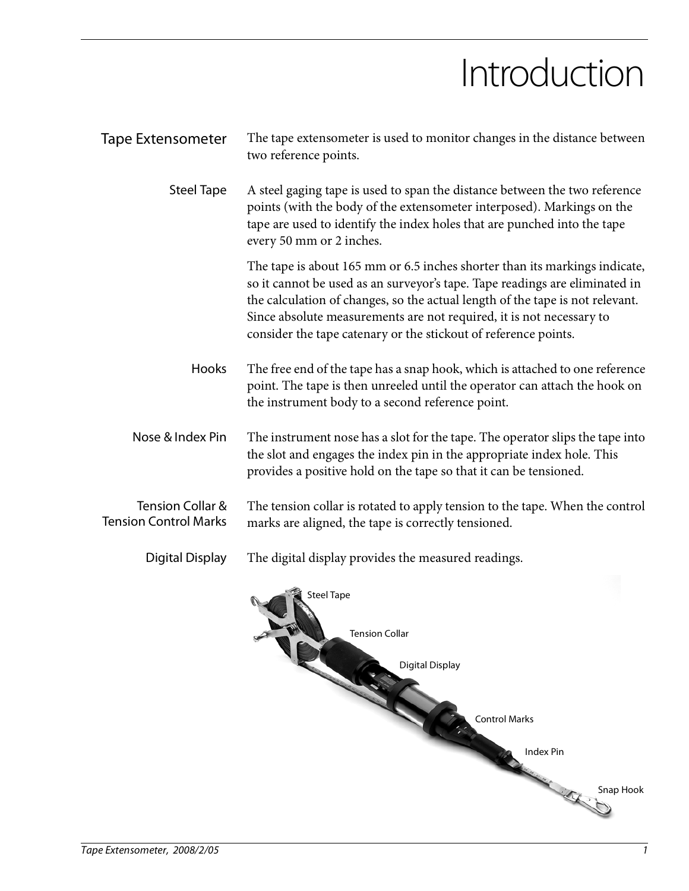# Introduction

## Tape Extensometer

The tape extensometer is used to monitor changes in the distance between two reference points.

### Steel Tape

A steel gaging tape is used to span the distance between the two reference points (with the body of the extensometer interposed). Markings on the tape are used to identify the index holes that are punched into the tape every 50 mm or 2 inches.

The tape is about 165 mm or 6.5 inches shorter than its markings indicate, so it cannot be used as an surveyor's tape. Tape readings are eliminated in the calculation of changes, so the actual length of the tape is not relevant. Since absolute measurements are not required, it is not necessary to consider the tape catenary or the stickout of reference points.

### Hooks

The free end of the tape has a snap hook, which is attached to one reference point. The tape is then unreeled until the operator can attach the hook on the instrument body to a second reference point.

### Nose & Index Pin

The instrument nose has a slot for the tape. The operator slips the tape into the slot and engages the index pin in the appropriate index hole. This provides a positive hold on the tape so that it can be tensioned.

### Tension Collar & Tension Control Marks

The tension collar is rotated to apply tension to the tape. When the control marks are aligned, the tape is correctly tensioned.

### Digital Display

The digital display provides the measured readings.

Steel Tape

Tension Collar

Digital Display

Control Marks

Index Pin

Snap Hook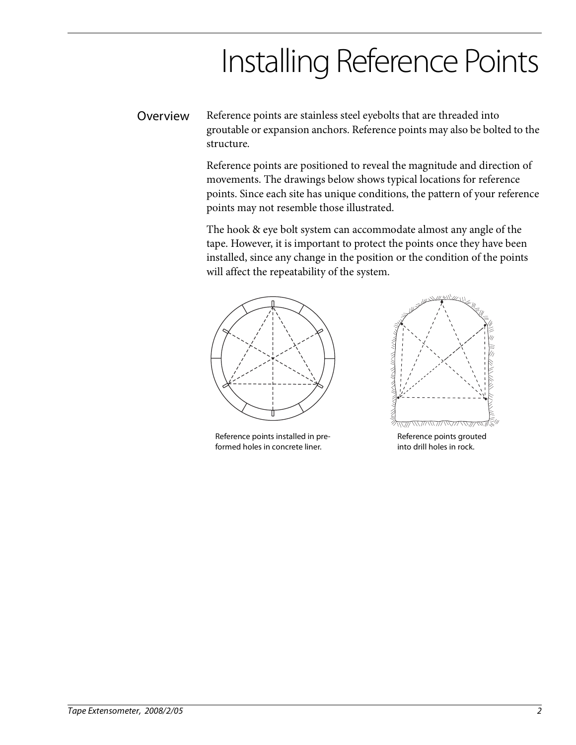# Installing Reference Points

## Overview

Reference points are stainless steel eyebolts that are threaded into groutable or expansion anchors. Reference points may also be bolted to the structure.

Reference points are positioned to reveal the magnitude and direction of movements. The drawings below shows typical locations for reference points. Since each site has unique conditions, the pattern of your reference points may not resemble those illustrated.

The hook & eye bolt system can accommodate almost any angle of the tape. However, it is important to protect the points once they have been installed, since any change in the position or the condition of the points will affect the repeatability of the system.

Reference points installed in pre-formed holes in concrete liner.

Reference points grouted into drill holes in rock.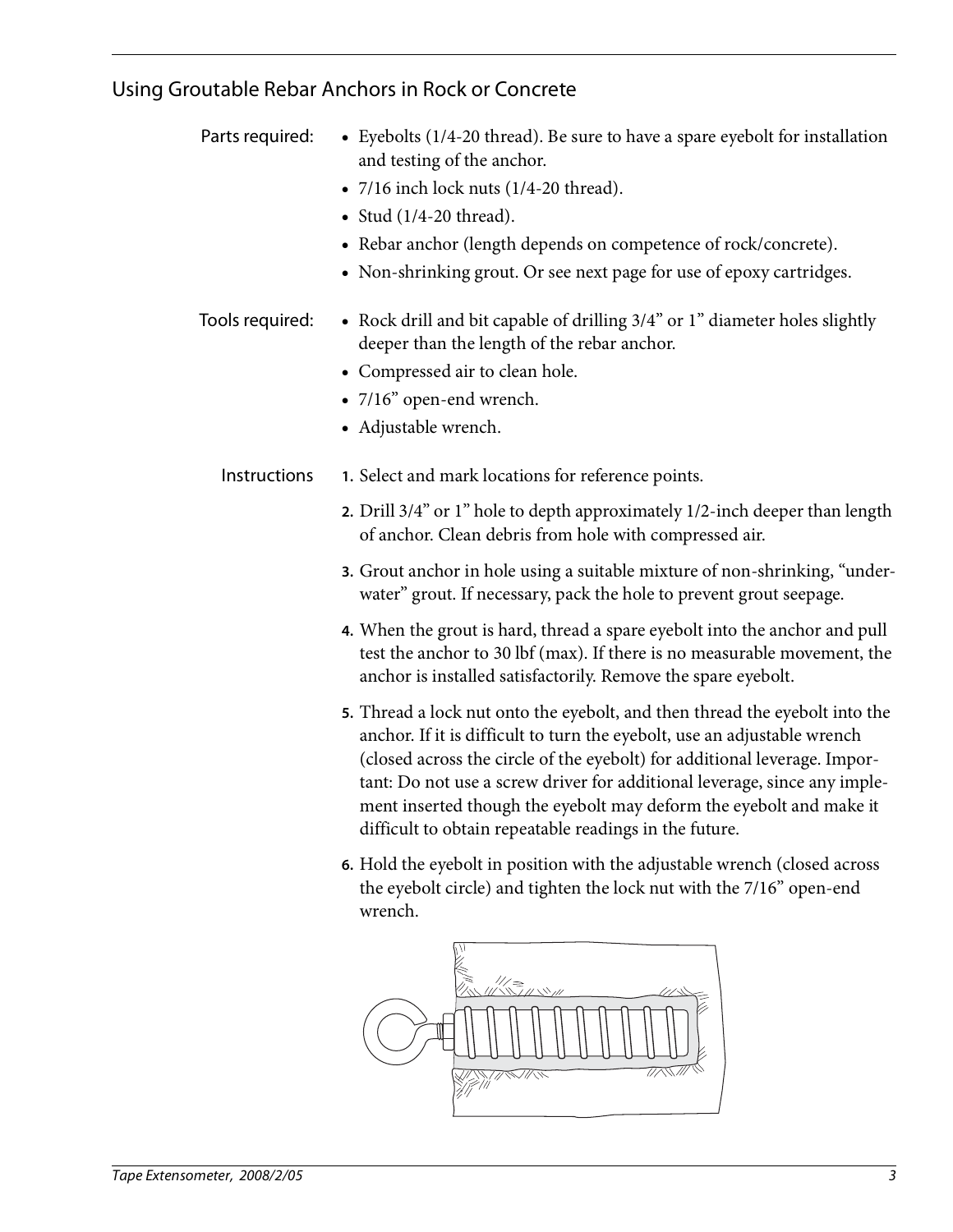## Using Groutable Rebar Anchors in Rock or Concrete

**Parts required:**

- Eyebolts (1/4-20 thread). Be sure to have a spare eyebolt for installation and testing of the anchor.
- 7/16 inch lock nuts (1/4-20 thread).
- Stud (1/4-20 thread).
- Rebar anchor (length depends on competence of rock/concrete).
- Non-shrinking grout. Or see next page for use of epoxy cartridges.

**Tools required:**

- Rock drill and bit capable of drilling 3/4" or 1" diameter holes slightly deeper than the length of the rebar anchor.
- Compressed air to clean hole.
- 7/16" open-end wrench.
- Adjustable wrench.

**Instructions**

1. Select and mark locations for reference points.
2. Drill 3/4" or 1" hole to depth approximately 1/2-inch deeper than length of anchor. Clean debris from hole with compressed air.
3. Grout anchor in hole using a suitable mixture of non-shrinking, "under-water" grout. If necessary, pack the hole to prevent grout seepage.
4. When the grout is hard, thread a spare eyebolt into the anchor and pull test the anchor to 30 lbf (max). If there is no measurable movement, the anchor is installed satisfactorily. Remove the spare eyebolt.
5. Thread a lock nut onto the eyebolt, and then thread the eyebolt into the anchor. If it is difficult to turn the eyebolt, use an adjustable wrench (closed across the circle of the eyebolt) for additional leverage. Important: Do not use a screw driver for additional leverage, since any implement inserted though the eyebolt may deform the eyebolt and make it difficult to obtain repeatable readings in the future.
6. Hold the eyebolt in position with the adjustable wrench (closed across the eyebolt circle) and tighten the lock nut with the 7/16" open-end wrench.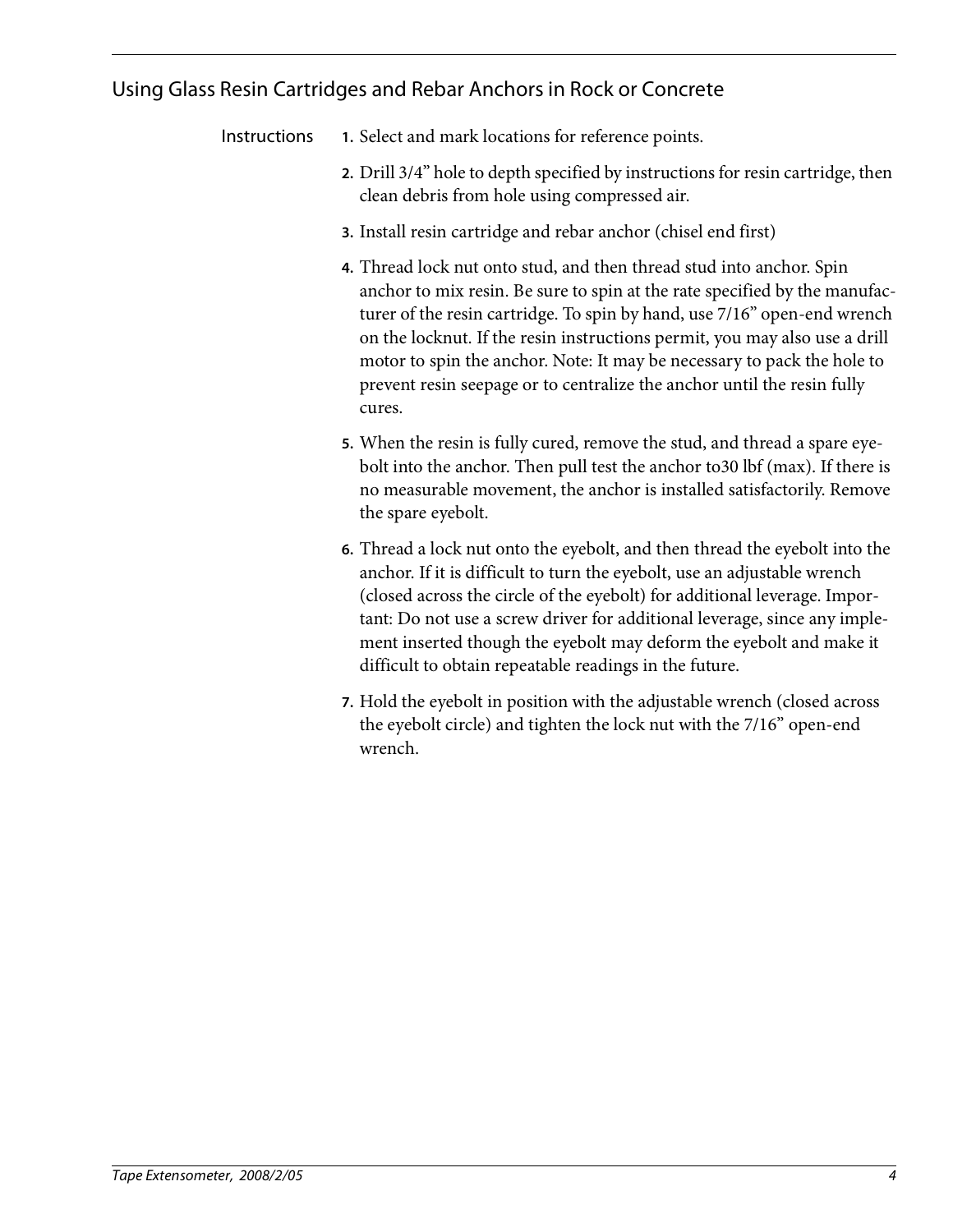## Using Glass Resin Cartridges and Rebar Anchors in Rock or Concrete

Instructions

1. Select and mark locations for reference points.
2. Drill 3/4" hole to depth specified by instructions for resin cartridge, then clean debris from hole using compressed air.
3. Install resin cartridge and rebar anchor (chisel end first)
4. Thread lock nut onto stud, and then thread stud into anchor. Spin anchor to mix resin. Be sure to spin at the rate specified by the manufacturer of the resin cartridge. To spin by hand, use 7/16" open-end wrench on the locknut. If the resin instructions permit, you may also use a drill motor to spin the anchor. Note: It may be necessary to pack the hole to prevent resin seepage or to centralize the anchor until the resin fully cures.
5. When the resin is fully cured, remove the stud, and thread a spare eyebolt into the anchor. Then pull test the anchor to30 lbf (max). If there is no measurable movement, the anchor is installed satisfactorily. Remove the spare eyebolt.
6. Thread a lock nut onto the eyebolt, and then thread the eyebolt into the anchor. If it is difficult to turn the eyebolt, use an adjustable wrench (closed across the circle of the eyebolt) for additional leverage. Important: Do not use a screw driver for additional leverage, since any implement inserted though the eyebolt may deform the eyebolt and make it difficult to obtain repeatable readings in the future.
7. Hold the eyebolt in position with the adjustable wrench (closed across the eyebolt circle) and tighten the lock nut with the 7/16" open-end wrench.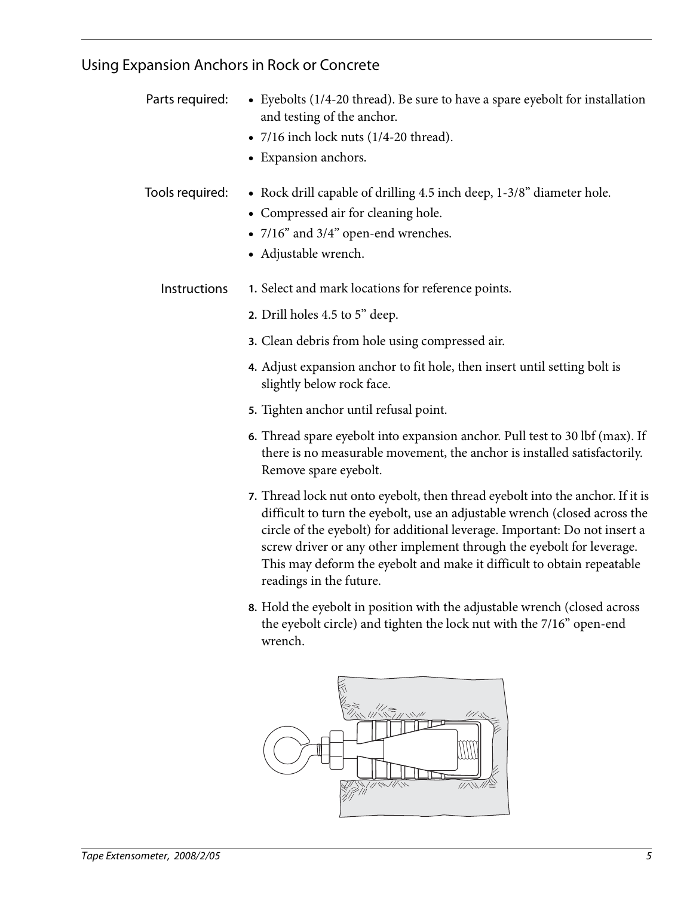## Using Expansion Anchors in Rock or Concrete

**Parts required:**

- Eyebolts (1/4-20 thread). Be sure to have a spare eyebolt for installation and testing of the anchor.
- 7/16 inch lock nuts (1/4-20 thread).
- Expansion anchors.

**Tools required:**

- Rock drill capable of drilling 4.5 inch deep, 1-3/8" diameter hole.
- Compressed air for cleaning hole.
- 7/16" and 3/4" open-end wrenches.
- Adjustable wrench.

**Instructions**

1. Select and mark locations for reference points.
2. Drill holes 4.5 to 5" deep.
3. Clean debris from hole using compressed air.
4. Adjust expansion anchor to fit hole, then insert until setting bolt is slightly below rock face.
5. Tighten anchor until refusal point.
6. Thread spare eyebolt into expansion anchor. Pull test to 30 lbf (max). If there is no measurable movement, the anchor is installed satisfactorily. Remove spare eyebolt.
7. Thread lock nut onto eyebolt, then thread eyebolt into the anchor. If it is difficult to turn the eyebolt, use an adjustable wrench (closed across the circle of the eyebolt) for additional leverage. Important: Do not insert a screw driver or any other implement through the eyebolt for leverage. This may deform the eyebolt and make it difficult to obtain repeatable readings in the future.
8. Hold the eyebolt in position with the adjustable wrench (closed across the eyebolt circle) and tighten the lock nut with the 7/16" open-end wrench.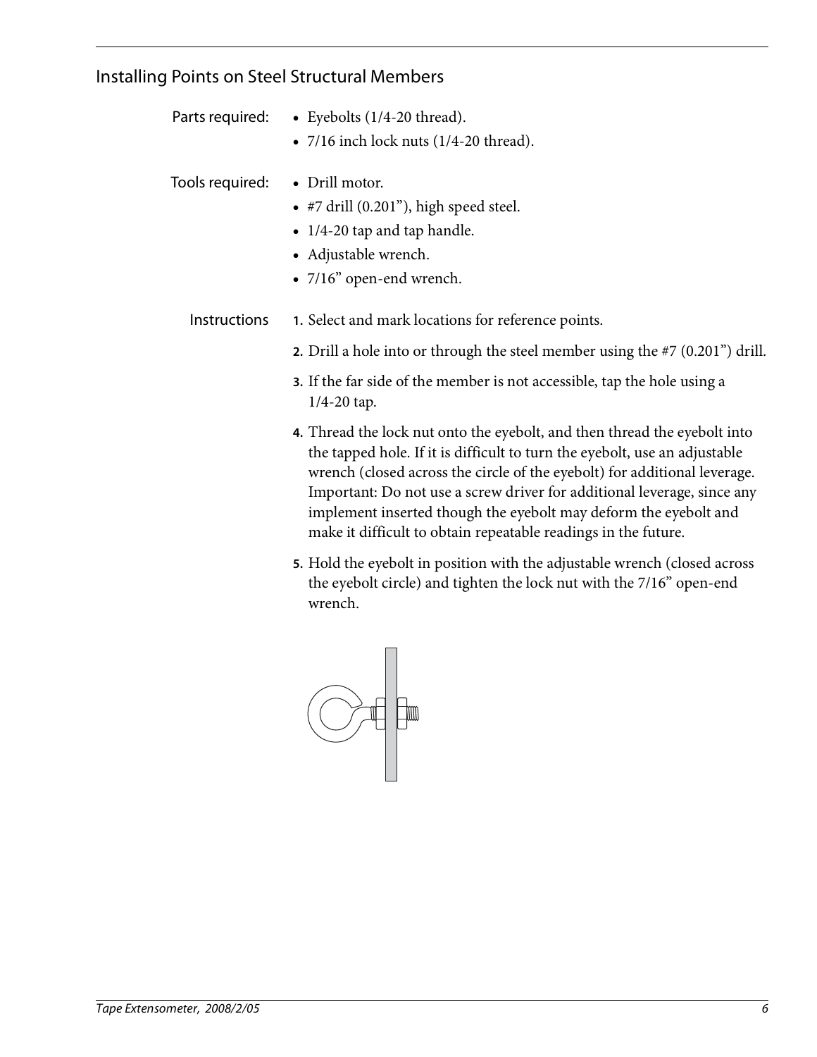## Installing Points on Steel Structural Members

Parts required:

- Eyebolts (1/4-20 thread).
- 7/16 inch lock nuts (1/4-20 thread).

Tools required:

- Drill motor.
- #7 drill (0.201”), high speed steel.
- 1/4-20 tap and tap handle.
- Adjustable wrench.
- 7/16” open-end wrench.

Instructions

1. Select and mark locations for reference points.
2. Drill a hole into or through the steel member using the #7 (0.201”) drill.
3. If the far side of the member is not accessible, tap the hole using a 1/4-20 tap.
4. Thread the lock nut onto the eyebolt, and then thread the eyebolt into the tapped hole. If it is difficult to turn the eyebolt, use an adjustable wrench (closed across the circle of the eyebolt) for additional leverage. Important: Do not use a screw driver for additional leverage, since any implement inserted though the eyebolt may deform the eyebolt and make it difficult to obtain repeatable readings in the future.
5. Hold the eyebolt in position with the adjustable wrench (closed across the eyebolt circle) and tighten the lock nut with the 7/16” open-end wrench.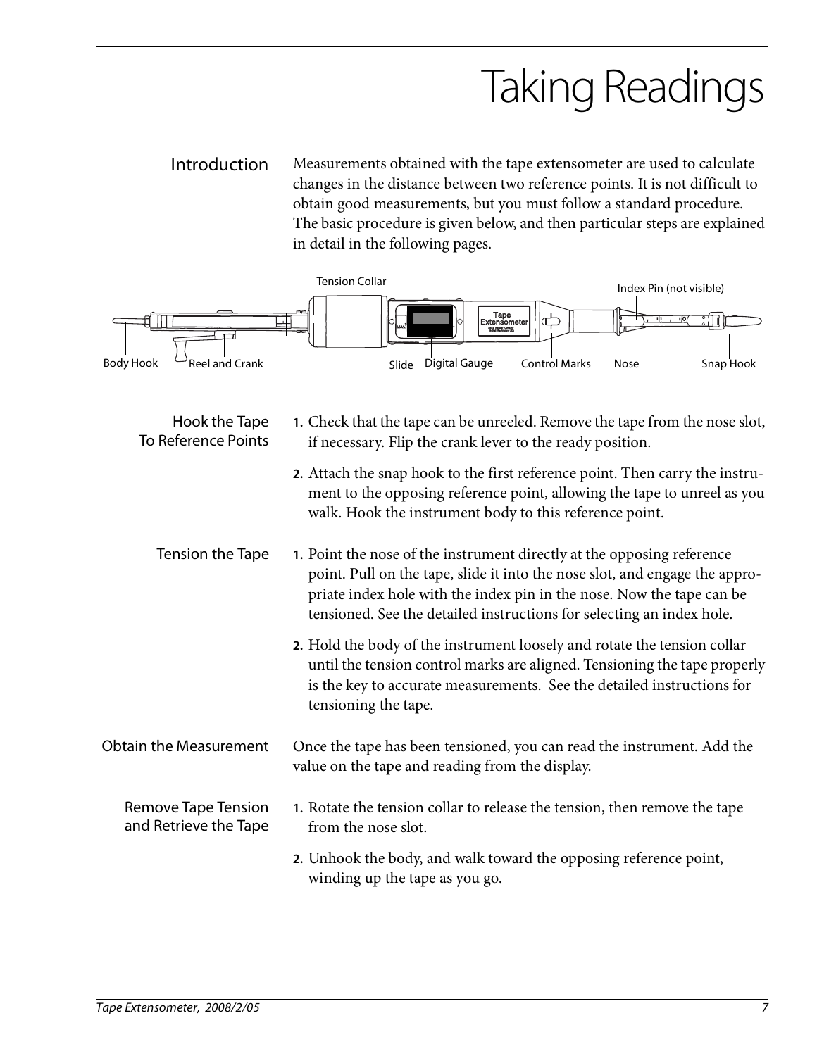# Taking Readings

## Introduction

Measurements obtained with the tape extensometer are used to calculate changes in the distance between two reference points. It is not difficult to obtain good measurements, but you must follow a standard procedure. The basic procedure is given below, and then particular steps are explained in detail in the following pages.

Tension Collar | Index Pin (not visible) | Body Hook | Reel and Crank | Slide | Digital Gauge | Control Marks | Nose | Snap Hook

### Hook the Tape To Reference Points

1. Check that the tape can be unreeled. Remove the tape from the nose slot, if necessary. Flip the crank lever to the ready position.
2. Attach the snap hook to the first reference point. Then carry the instrument to the opposing reference point, allowing the tape to unreel as you walk. Hook the instrument body to this reference point.

### Tension the Tape

1. Point the nose of the instrument directly at the opposing reference point. Pull on the tape, slide it into the nose slot, and engage the appropriate index hole with the index pin in the nose. Now the tape can be tensioned. See the detailed instructions for selecting an index hole.
2. Hold the body of the instrument loosely and rotate the tension collar until the tension control marks are aligned. Tensioning the tape properly is the key to accurate measurements. See the detailed instructions for tensioning the tape.

### Obtain the Measurement

Once the tape has been tensioned, you can read the instrument. Add the value on the tape and reading from the display.

### Remove Tape Tension and Retrieve the Tape

1. Rotate the tension collar to release the tension, then remove the tape from the nose slot.
2. Unhook the body, and walk toward the opposing reference point, winding up the tape as you go.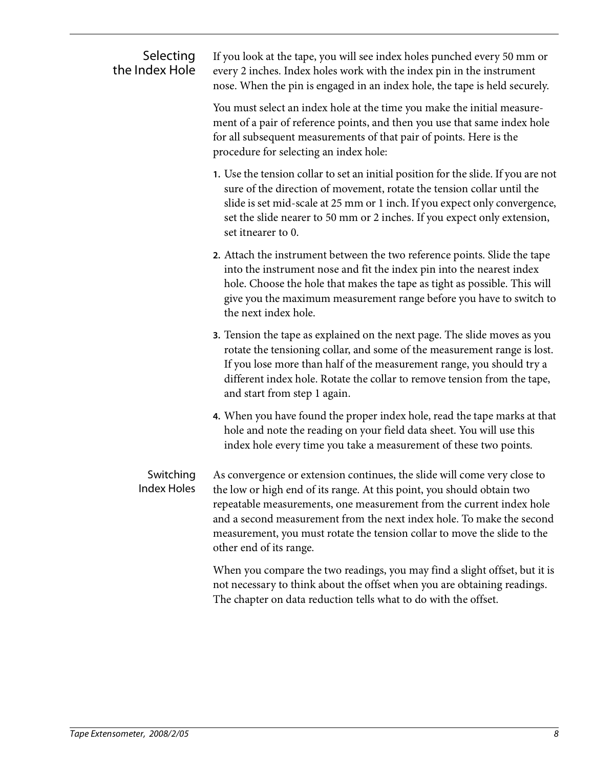## Selecting the Index Hole

If you look at the tape, you will see index holes punched every 50 mm or every 2 inches. Index holes work with the index pin in the instrument nose. When the pin is engaged in an index hole, the tape is held securely.

You must select an index hole at the time you make the initial measurement of a pair of reference points, and then you use that same index hole for all subsequent measurements of that pair of points. Here is the procedure for selecting an index hole:

1. Use the tension collar to set an initial position for the slide. If you are not sure of the direction of movement, rotate the tension collar until the slide is set mid-scale at 25 mm or 1 inch. If you expect only convergence, set the slide nearer to 50 mm or 2 inches. If you expect only extension, set itnearer to 0.
2. Attach the instrument between the two reference points. Slide the tape into the instrument nose and fit the index pin into the nearest index hole. Choose the hole that makes the tape as tight as possible. This will give you the maximum measurement range before you have to switch to the next index hole.
3. Tension the tape as explained on the next page. The slide moves as you rotate the tensioning collar, and some of the measurement range is lost. If you lose more than half of the measurement range, you should try a different index hole. Rotate the collar to remove tension from the tape, and start from step 1 again.
4. When you have found the proper index hole, read the tape marks at that hole and note the reading on your field data sheet. You will use this index hole every time you take a measurement of these two points.

### Switching Index Holes

As convergence or extension continues, the slide will come very close to the low or high end of its range. At this point, you should obtain two repeatable measurements, one measurement from the current index hole and a second measurement from the next index hole. To make the second measurement, you must rotate the tension collar to move the slide to the other end of its range.

When you compare the two readings, you may find a slight offset, but it is not necessary to think about the offset when you are obtaining readings. The chapter on data reduction tells what to do with the offset.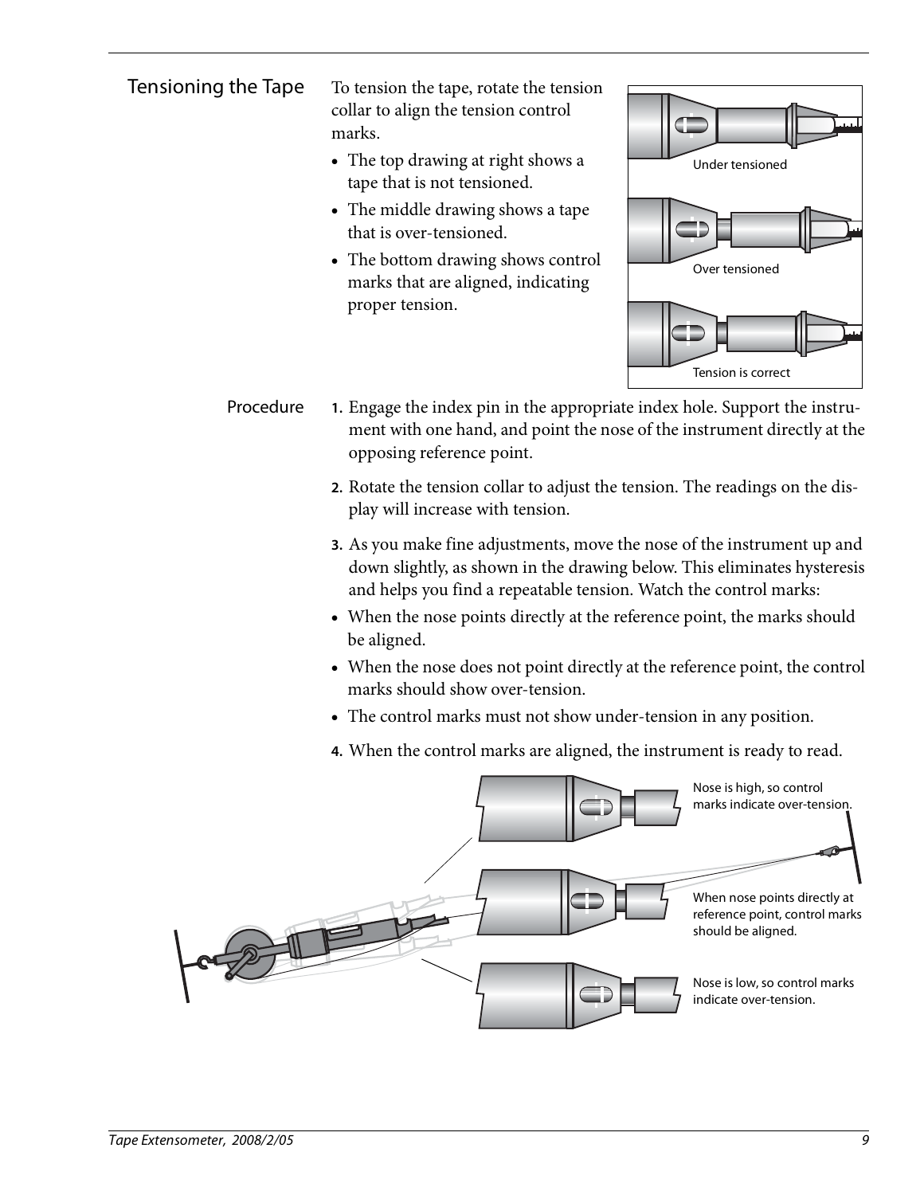## Tensioning the Tape

To tension the tape, rotate the tension collar to align the tension control marks.

- The top drawing at right shows a tape that is not tensioned.
- The middle drawing shows a tape that is over-tensioned.
- The bottom drawing shows control marks that are aligned, indicating proper tension.

Under tensioned

Over tensioned

Tension is correct

### Procedure

1. Engage the index pin in the appropriate index hole. Support the instrument with one hand, and point the nose of the instrument directly at the opposing reference point.
2. Rotate the tension collar to adjust the tension. The readings on the display will increase with tension.
3. As you make fine adjustments, move the nose of the instrument up and down slightly, as shown in the drawing below. This eliminates hysteresis and helps you find a repeatable tension. Watch the control marks:
   - When the nose points directly at the reference point, the marks should be aligned.
   - When the nose does not point directly at the reference point, the control marks should show over-tension.
   - The control marks must not show under-tension in any position.
4. When the control marks are aligned, the instrument is ready to read.

Nose is high, so control marks indicate over-tension.

When nose points directly at reference point, control marks should be aligned.

Nose is low, so control marks indicate over-tension.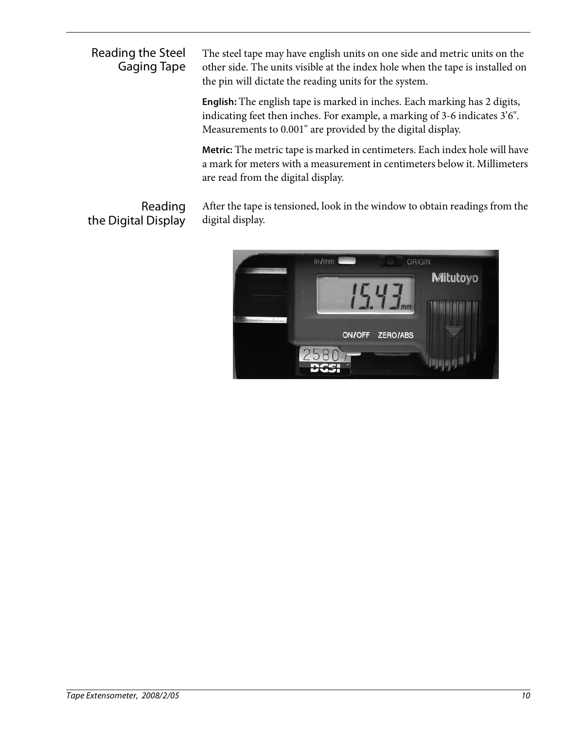## Reading the Steel Gaging Tape

The steel tape may have english units on one side and metric units on the other side. The units visible at the index hole when the tape is installed on the pin will dictate the reading units for the system.

**English:** The english tape is marked in inches. Each marking has 2 digits, indicating feet then inches. For example, a marking of 3-6 indicates 3'6". Measurements to 0.001" are provided by the digital display.

**Metric:** The metric tape is marked in centimeters. Each index hole will have a mark for meters with a measurement in centimeters below it. Millimeters are read from the digital display.

## Reading the Digital Display

After the tape is tensioned, look in the window to obtain readings from the digital display.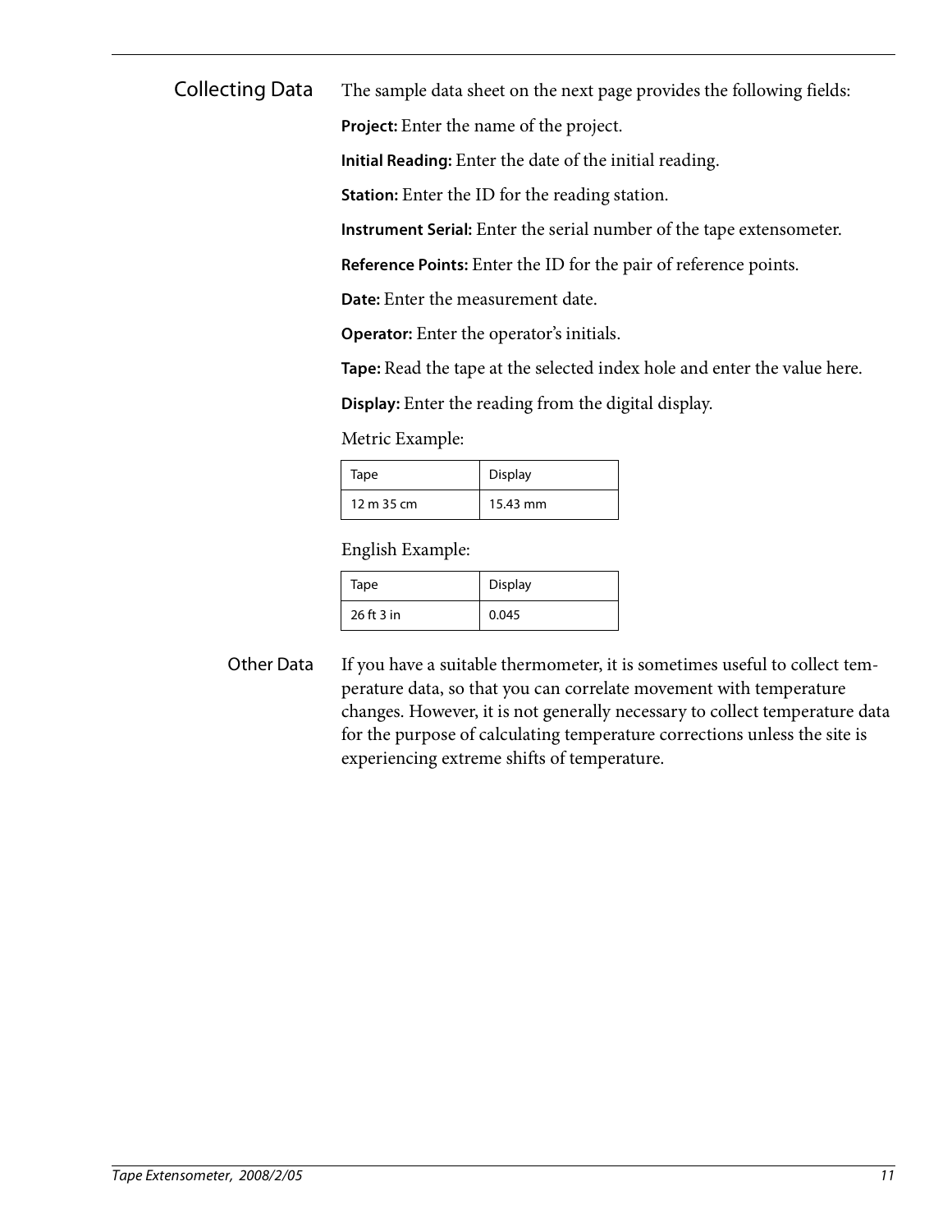## Collecting Data

The sample data sheet on the next page provides the following fields:

**Project:** Enter the name of the project.

**Initial Reading:** Enter the date of the initial reading.

**Station:** Enter the ID for the reading station.

**Instrument Serial:** Enter the serial number of the tape extensometer.

**Reference Points:** Enter the ID for the pair of reference points.

**Date:** Enter the measurement date.

**Operator:** Enter the operator's initials.

**Tape:** Read the tape at the selected index hole and enter the value here.

**Display:** Enter the reading from the digital display.

Metric Example:

| Tape | Display |
|---|---|
| 12 m 35 cm | 15.43 mm |

English Example:

| Tape | Display |
|---|---|
| 26 ft 3 in | 0.045 |

## Other Data

If you have a suitable thermometer, it is sometimes useful to collect temperature data, so that you can correlate movement with temperature changes. However, it is not generally necessary to collect temperature data for the purpose of calculating temperature corrections unless the site is experiencing extreme shifts of temperature.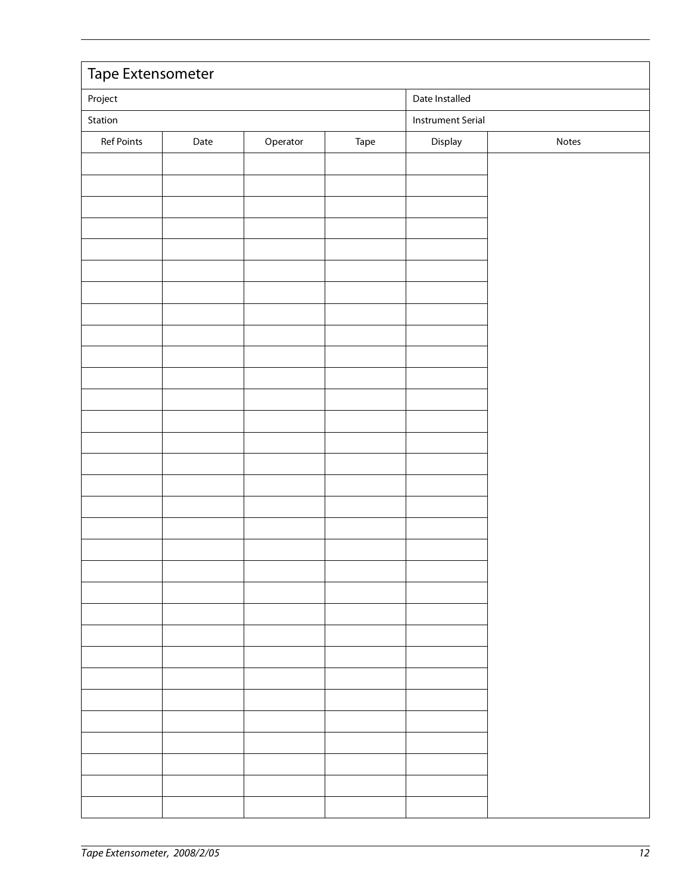# Tape Extensometer

| Project | | | | Date Installed | |
|---|---|---|---|---|---|
| Station | | | | Instrument Serial | |
| Ref Points | Date | Operator | Tape | Display | Notes |
| | | | | | |
| | | | | | |
| | | | | | |
| | | | | | |
| | | | | | |
| | | | | | |
| | | | | | |
| | | | | | |
| | | | | | |
| | | | | | |
| | | | | | |
| | | | | | |
| | | | | | |
| | | | | | |
| | | | | | |
| | | | | | |
| | | | | | |
| | | | | | |
| | | | | | |
| | | | | | |
| | | | | | |
| | | | | | |
| | | | | | |
| | | | | | |
| | | | | | |
| | | | | | |
| | | | | | |
| | | | | | |
| | | | | | |
| | | | | | |
| | | | | | |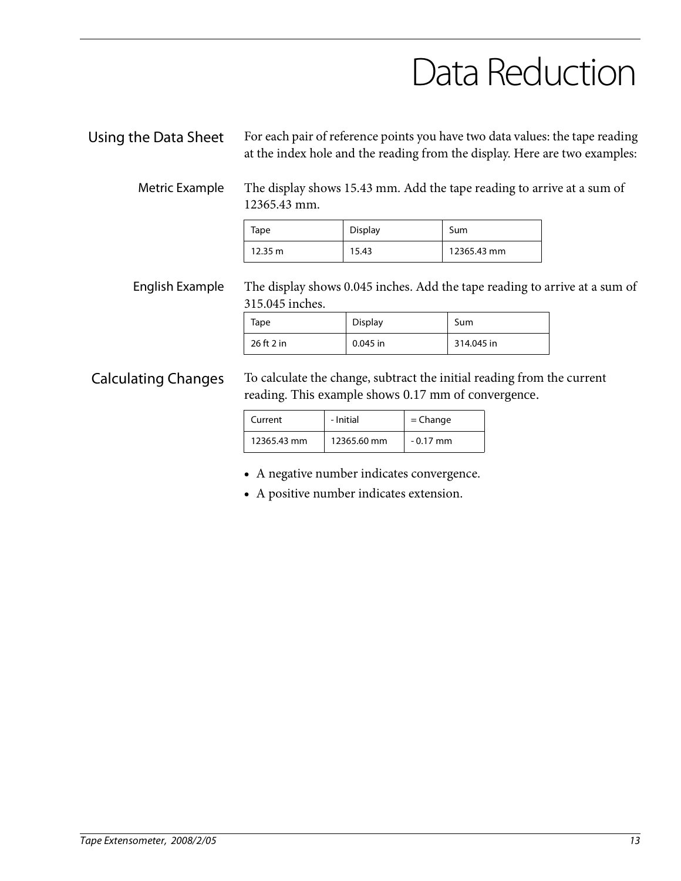# Data Reduction

## Using the Data Sheet

For each pair of reference points you have two data values: the tape reading at the index hole and the reading from the display. Here are two examples:

### Metric Example

The display shows 15.43 mm. Add the tape reading to arrive at a sum of 12365.43 mm.

| Tape | Display | Sum |
|---|---|---|
| 12.35 m | 15.43 | 12365.43 mm |

### English Example

The display shows 0.045 inches. Add the tape reading to arrive at a sum of 315.045 inches.

| Tape | Display | Sum |
|---|---|---|
| 26 ft 2 in | 0.045 in | 314.045 in |

## Calculating Changes

To calculate the change, subtract the initial reading from the current reading. This example shows 0.17 mm of convergence.

| Current | - Initial | = Change |
|---|---|---|
| 12365.43 mm | 12365.60 mm | - 0.17 mm |

- A negative number indicates convergence.
- A positive number indicates extension.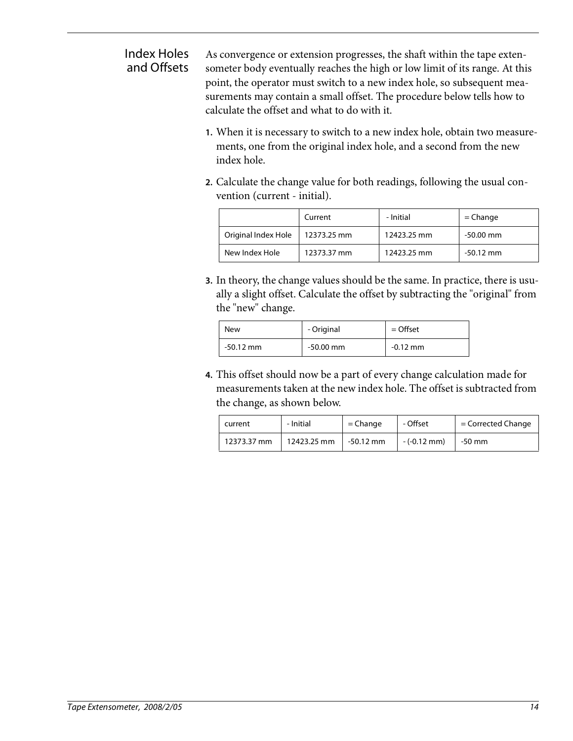## Index Holes and Offsets

As convergence or extension progresses, the shaft within the tape extensometer body eventually reaches the high or low limit of its range. At this point, the operator must switch to a new index hole, so subsequent measurements may contain a small offset. The procedure below tells how to calculate the offset and what to do with it.

1. When it is necessary to switch to a new index hole, obtain two measurements, one from the original index hole, and a second from the new index hole.

2. Calculate the change value for both readings, following the usual convention (current - initial).

| | Current | - Initial | = Change |
|---|---|---|---|
| Original Index Hole | 12373.25 mm | 12423.25 mm | -50.00 mm |
| New Index Hole | 12373.37 mm | 12423.25 mm | -50.12 mm |

3. In theory, the change values should be the same. In practice, there is usually a slight offset. Calculate the offset by subtracting the "original" from the "new" change.

| New | - Original | = Offset |
|---|---|---|
| -50.12 mm | -50.00 mm | -0.12 mm |

4. This offset should now be a part of every change calculation made for measurements taken at the new index hole. The offset is subtracted from the change, as shown below.

| current | - Initial | = Change | - Offset | = Corrected Change |
|---|---|---|---|---|
| 12373.37 mm | 12423.25 mm | -50.12 mm | - (-0.12 mm) | -50 mm |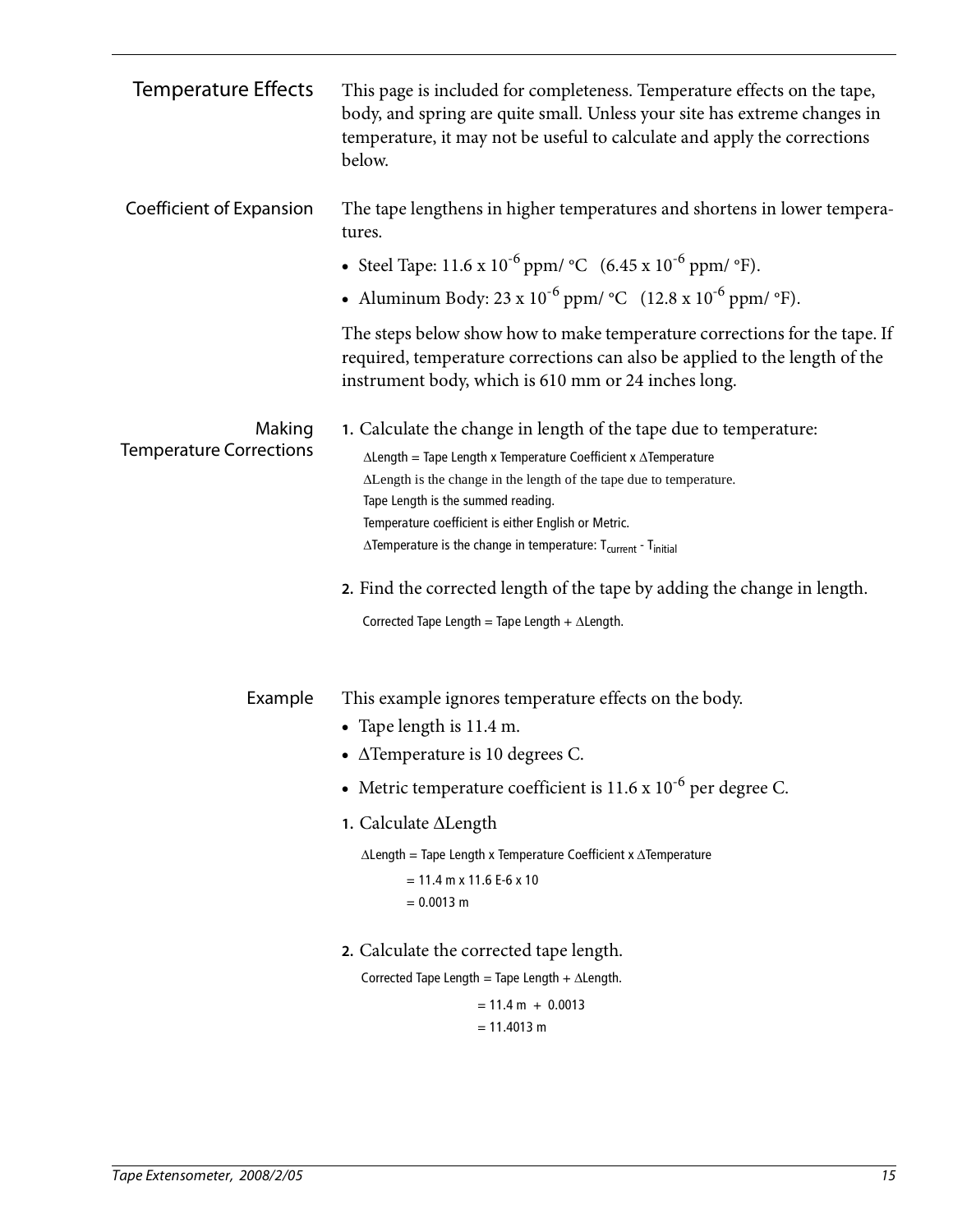## Temperature Effects

This page is included for completeness. Temperature effects on the tape, body, and spring are quite small. Unless your site has extreme changes in temperature, it may not be useful to calculate and apply the corrections below.

### Coefficient of Expansion

The tape lengthens in higher temperatures and shortens in lower temperatures.

- Steel Tape: $11.6 \times 10^{-6}$ ppm/ °C ($6.45 \times 10^{-6}$ ppm/ °F).
- Aluminum Body: $23 \times 10^{-6}$ ppm/ °C ($12.8 \times 10^{-6}$ ppm/ °F).

The steps below show how to make temperature corrections for the tape. If required, temperature corrections can also be applied to the length of the instrument body, which is 610 mm or 24 inches long.

### Making Temperature Corrections

1. Calculate the change in length of the tape due to temperature:

   $\Delta$Length = Tape Length x Temperature Coefficient x $\Delta$Temperature

   $\Delta$Length is the change in the length of the tape due to temperature.

   Tape Length is the summed reading.

   Temperature coefficient is either English or Metric.

   $\Delta$Temperature is the change in temperature: $T_{current} - T_{initial}$

2. Find the corrected length of the tape by adding the change in length.

   Corrected Tape Length = Tape Length + $\Delta$Length.

### Example

This example ignores temperature effects on the body.

- Tape length is 11.4 m.
- $\Delta$Temperature is 10 degrees C.
- Metric temperature coefficient is $11.6 \times 10^{-6}$ per degree C.

1. Calculate $\Delta$Length

   $\Delta$Length = Tape Length x Temperature Coefficient x $\Delta$Temperature

   = 11.4 m x 11.6 E-6 x 10

   = 0.0013 m

2. Calculate the corrected tape length.

   Corrected Tape Length = Tape Length + $\Delta$Length.

   = 11.4 m + 0.0013

   = 11.4013 m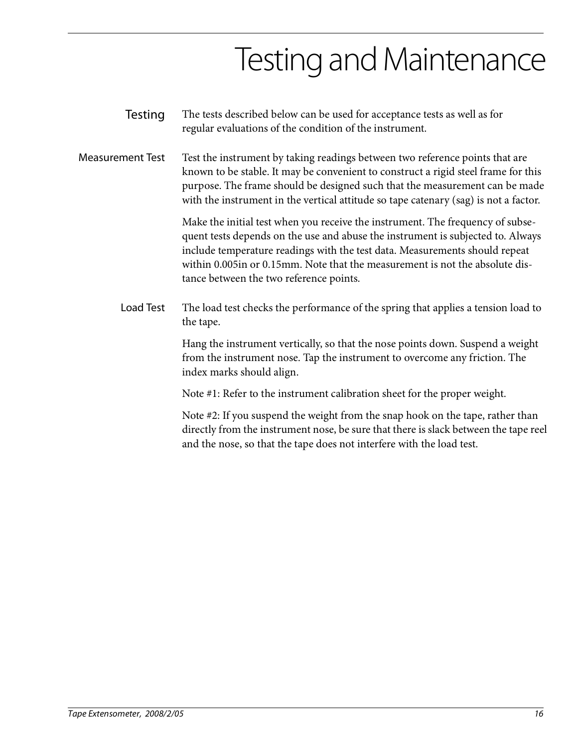# Testing and Maintenance

## Testing

The tests described below can be used for acceptance tests as well as for regular evaluations of the condition of the instrument.

### Measurement Test

Test the instrument by taking readings between two reference points that are known to be stable. It may be convenient to construct a rigid steel frame for this purpose. The frame should be designed such that the measurement can be made with the instrument in the vertical attitude so tape catenary (sag) is not a factor.

Make the initial test when you receive the instrument. The frequency of subsequent tests depends on the use and abuse the instrument is subjected to. Always include temperature readings with the test data. Measurements should repeat within 0.005in or 0.15mm. Note that the measurement is not the absolute distance between the two reference points.

### Load Test

The load test checks the performance of the spring that applies a tension load to the tape.

Hang the instrument vertically, so that the nose points down. Suspend a weight from the instrument nose. Tap the instrument to overcome any friction. The index marks should align.

Note #1: Refer to the instrument calibration sheet for the proper weight.

Note #2: If you suspend the weight from the snap hook on the tape, rather than directly from the instrument nose, be sure that there is slack between the tape reel and the nose, so that the tape does not interfere with the load test.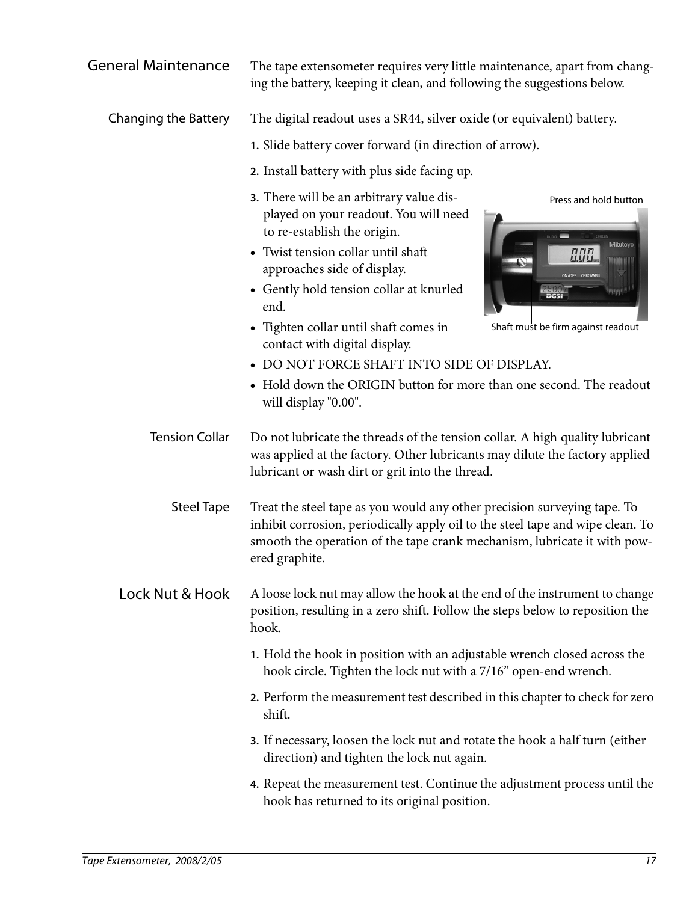## General Maintenance

The tape extensometer requires very little maintenance, apart from changing the battery, keeping it clean, and following the suggestions below.

### Changing the Battery

The digital readout uses a SR44, silver oxide (or equivalent) battery.

1. Slide battery cover forward (in direction of arrow).
2. Install battery with plus side facing up.
3. There will be an arbitrary value displayed on your readout. You will need to re-establish the origin.

- Twist tension collar until shaft approaches side of display.
- Gently hold tension collar at knurled end.
- Tighten collar until shaft comes in contact with digital display.
- DO NOT FORCE SHAFT INTO SIDE OF DISPLAY.
- Hold down the ORIGIN button for more than one second. The readout will display "0.00".

Press and hold button

Shaft must be firm against readout

### Tension Collar

Do not lubricate the threads of the tension collar. A high quality lubricant was applied at the factory. Other lubricants may dilute the factory applied lubricant or wash dirt or grit into the thread.

### Steel Tape

Treat the steel tape as you would any other precision surveying tape. To inhibit corrosion, periodically apply oil to the steel tape and wipe clean. To smooth the operation of the tape crank mechanism, lubricate it with powered graphite.

## Lock Nut & Hook

A loose lock nut may allow the hook at the end of the instrument to change position, resulting in a zero shift. Follow the steps below to reposition the hook.

1. Hold the hook in position with an adjustable wrench closed across the hook circle. Tighten the lock nut with a 7/16" open-end wrench.
2. Perform the measurement test described in this chapter to check for zero shift.
3. If necessary, loosen the lock nut and rotate the hook a half turn (either direction) and tighten the lock nut again.
4. Repeat the measurement test. Continue the adjustment process until the hook has returned to its original position.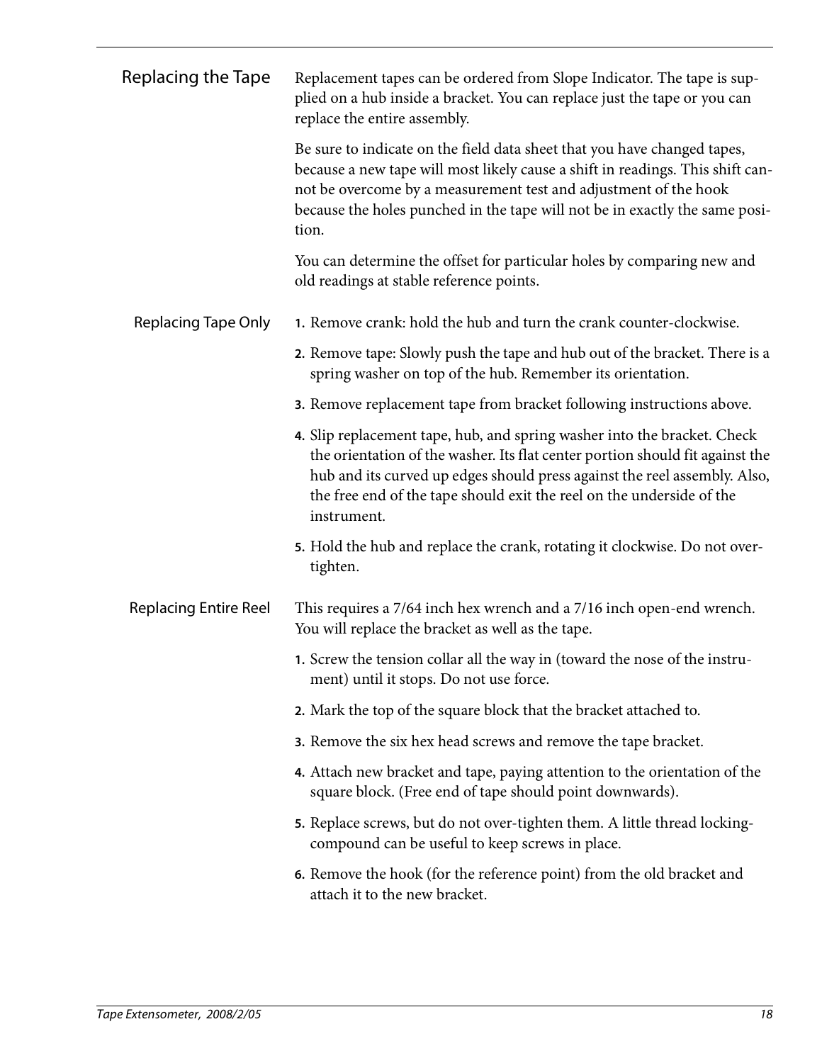## Replacing the Tape

Replacement tapes can be ordered from Slope Indicator. The tape is supplied on a hub inside a bracket. You can replace just the tape or you can replace the entire assembly.

Be sure to indicate on the field data sheet that you have changed tapes, because a new tape will most likely cause a shift in readings. This shift cannot be overcome by a measurement test and adjustment of the hook because the holes punched in the tape will not be in exactly the same position.

You can determine the offset for particular holes by comparing new and old readings at stable reference points.

### Replacing Tape Only

1. Remove crank: hold the hub and turn the crank counter-clockwise.
2. Remove tape: Slowly push the tape and hub out of the bracket. There is a spring washer on top of the hub. Remember its orientation.
3. Remove replacement tape from bracket following instructions above.
4. Slip replacement tape, hub, and spring washer into the bracket. Check the orientation of the washer. Its flat center portion should fit against the hub and its curved up edges should press against the reel assembly. Also, the free end of the tape should exit the reel on the underside of the instrument.
5. Hold the hub and replace the crank, rotating it clockwise. Do not over-tighten.

### Replacing Entire Reel

This requires a 7/64 inch hex wrench and a 7/16 inch open-end wrench. You will replace the bracket as well as the tape.

1. Screw the tension collar all the way in (toward the nose of the instrument) until it stops. Do not use force.
2. Mark the top of the square block that the bracket attached to.
3. Remove the six hex head screws and remove the tape bracket.
4. Attach new bracket and tape, paying attention to the orientation of the square block. (Free end of tape should point downwards).
5. Replace screws, but do not over-tighten them. A little thread locking-compound can be useful to keep screws in place.
6. Remove the hook (for the reference point) from the old bracket and attach it to the new bracket.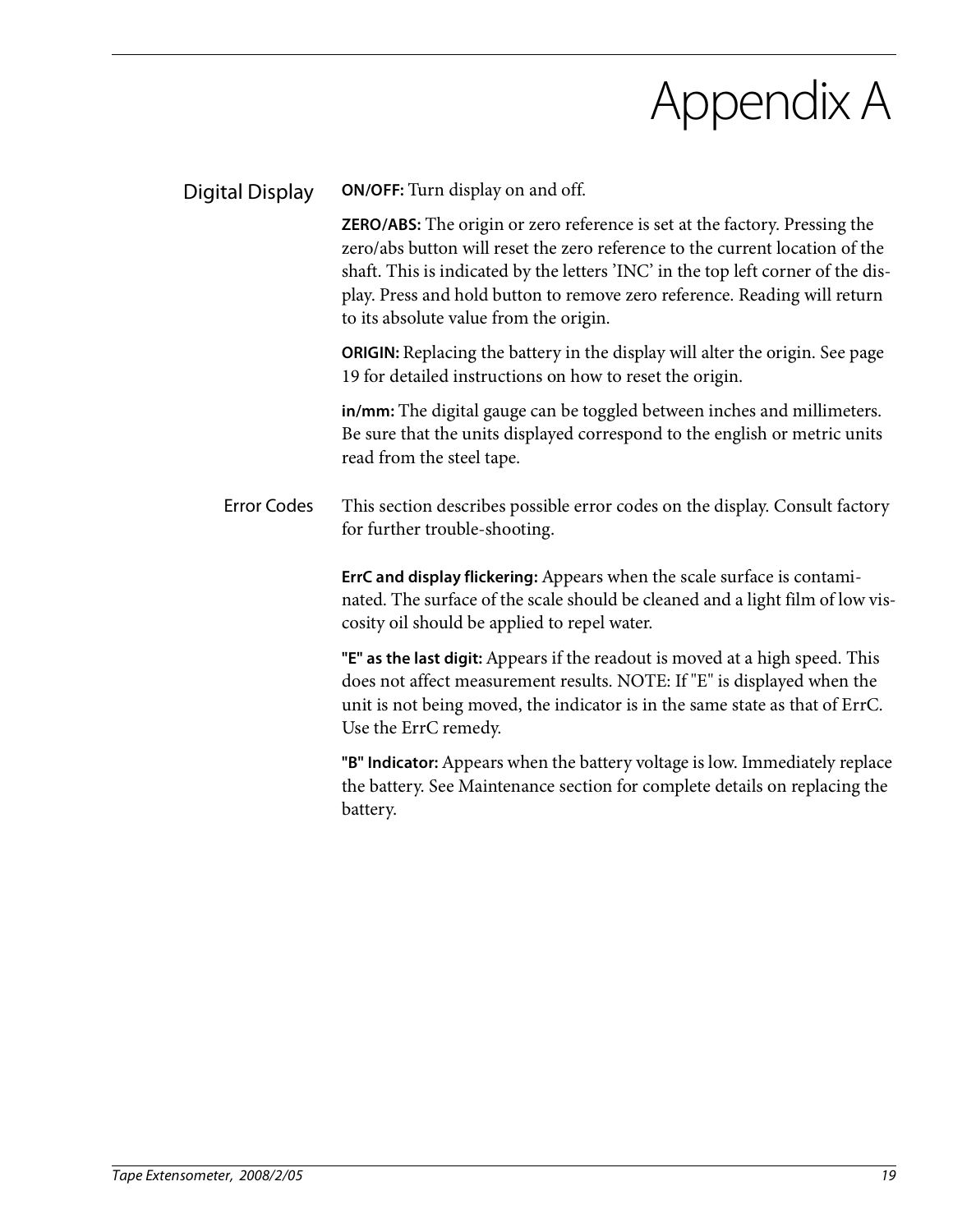# Appendix A

## Digital Display

**ON/OFF:** Turn display on and off.

**ZERO/ABS:** The origin or zero reference is set at the factory. Pressing the zero/abs button will reset the zero reference to the current location of the shaft. This is indicated by the letters 'INC' in the top left corner of the display. Press and hold button to remove zero reference. Reading will return to its absolute value from the origin.

**ORIGIN:** Replacing the battery in the display will alter the origin. See page 19 for detailed instructions on how to reset the origin.

**in/mm:** The digital gauge can be toggled between inches and millimeters. Be sure that the units displayed correspond to the english or metric units read from the steel tape.

### Error Codes

This section describes possible error codes on the display. Consult factory for further trouble-shooting.

**ErrC and display flickering:** Appears when the scale surface is contaminated. The surface of the scale should be cleaned and a light film of low viscosity oil should be applied to repel water.

**"E" as the last digit:** Appears if the readout is moved at a high speed. This does not affect measurement results. NOTE: If "E" is displayed when the unit is not being moved, the indicator is in the same state as that of ErrC. Use the ErrC remedy.

**"B" Indicator:** Appears when the battery voltage is low. Immediately replace the battery. See Maintenance section for complete details on replacing the battery.